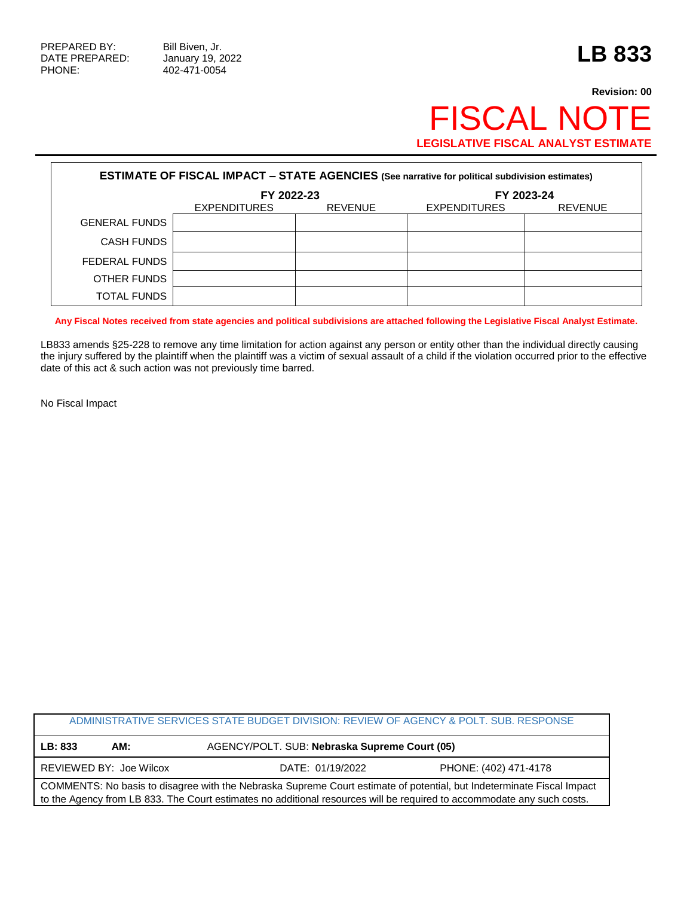PREPARED BY: Bill Biven, Jr.
DATE PREPARED: January 19, 2022
PHONE: 402-471-0054

# LB 833

**Revision: 00**

# FISCAL NOTE

**LEGISLATIVE FISCAL ANALYST ESTIMATE**

| **ESTIMATE OF FISCAL IMPACT – STATE AGENCIES** (See narrative for political subdivision estimates) | | | | |
|---|---|---|---|---|
| | **FY 2022-23** | | **FY 2023-24** | |
| | EXPENDITURES | REVENUE | EXPENDITURES | REVENUE |
| GENERAL FUNDS | | | | |
| CASH FUNDS | | | | |
| FEDERAL FUNDS | | | | |
| OTHER FUNDS | | | | |
| TOTAL FUNDS | | | | |

**Any Fiscal Notes received from state agencies and political subdivisions are attached following the Legislative Fiscal Analyst Estimate.**

LB833 amends §25-228 to remove any time limitation for action against any person or entity other than the individual directly causing the injury suffered by the plaintiff when the plaintiff was a victim of sexual assault of a child if the violation occurred prior to the effective date of this act & such action was not previously time barred.

No Fiscal Impact

| ADMINISTRATIVE SERVICES STATE BUDGET DIVISION: REVIEW OF AGENCY & POLT. SUB. RESPONSE | | |
|---|---|---|
| **LB: 833** **AM:** | AGENCY/POLT. SUB: **Nebraska Supreme Court (05)** | |
| REVIEWED BY: Joe Wilcox | DATE: 01/19/2022 | PHONE: (402) 471-4178 |
| COMMENTS: No basis to disagree with the Nebraska Supreme Court estimate of potential, but Indeterminate Fiscal Impact to the Agency from LB 833. The Court estimates no additional resources will be required to accommodate any such costs. | | |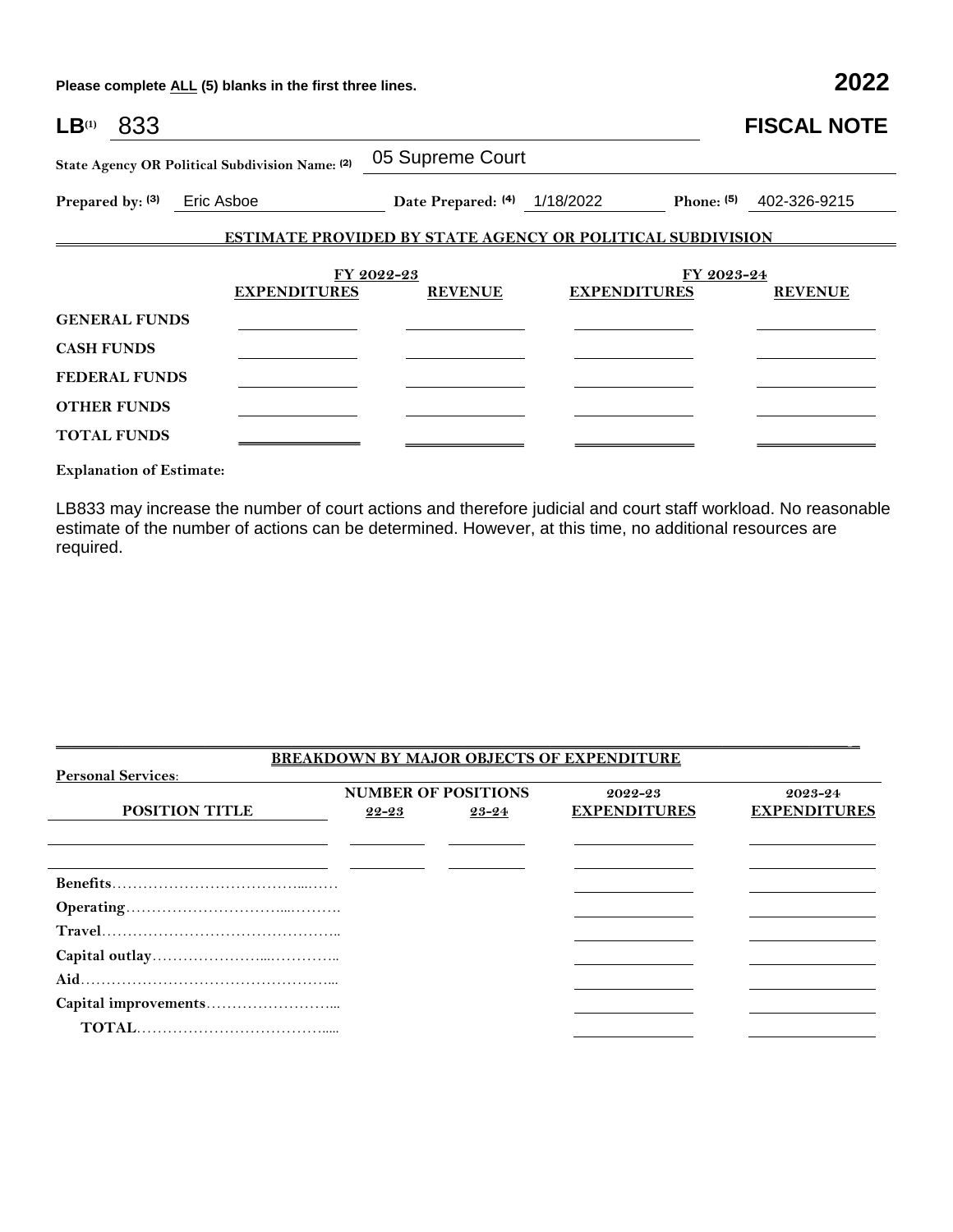Please complete ALL (5) blanks in the first three lines. **2022**

**LB(1)** 833 **FISCAL NOTE**

**State Agency OR Political Subdivision Name: (2)** 05 Supreme Court

**Prepared by: (3)** Eric Asboe **Date Prepared: (4)** 1/18/2022 **Phone: (5)** 402-326-9215

**ESTIMATE PROVIDED BY STATE AGENCY OR POLITICAL SUBDIVISION**

| | FY 2022-23 | | FY 2023-24 | |
|---|---|---|---|---|
| | **EXPENDITURES** | **REVENUE** | **EXPENDITURES** | **REVENUE** |
| **GENERAL FUNDS** | | | | |
| **CASH FUNDS** | | | | |
| **FEDERAL FUNDS** | | | | |
| **OTHER FUNDS** | | | | |
| **TOTAL FUNDS** | | | | |

**Explanation of Estimate:**

LB833 may increase the number of court actions and therefore judicial and court staff workload. No reasonable estimate of the number of actions can be determined. However, at this time, no additional resources are required.

**BREAKDOWN BY MAJOR OBJECTS OF EXPENDITURE**

**Personal Services:**

| POSITION TITLE | NUMBER OF POSITIONS 22-23 | NUMBER OF POSITIONS 23-24 | 2022-23 EXPENDITURES | 2023-24 EXPENDITURES |
|---|---|---|---|---|
| | | | | |
| | | | | |
| **Benefits** | | | | |
| **Operating** | | | | |
| **Travel** | | | | |
| **Capital outlay** | | | | |
| **Aid** | | | | |
| **Capital improvements** | | | | |
| **TOTAL** | | | | |